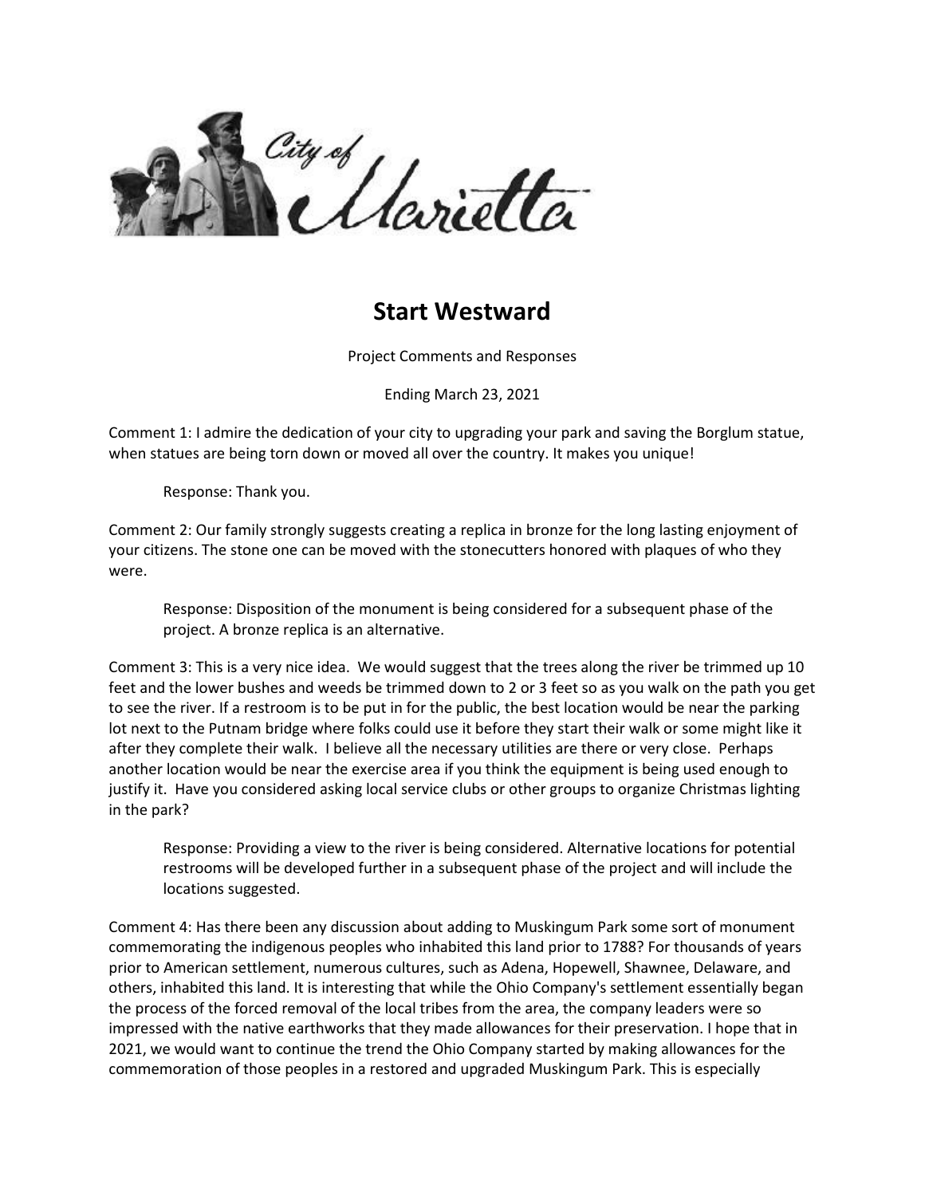City of Marietta

# Start Westward

Project Comments and Responses

Ending March 23, 2021

Comment 1: I admire the dedication of your city to upgrading your park and saving the Borglum statue, when statues are being torn down or moved all over the country. It makes you unique!

> Response: Thank you.

Comment 2: Our family strongly suggests creating a replica in bronze for the long lasting enjoyment of your citizens. The stone one can be moved with the stonecutters honored with plaques of who they were.

> Response: Disposition of the monument is being considered for a subsequent phase of the project. A bronze replica is an alternative.

Comment 3: This is a very nice idea. We would suggest that the trees along the river be trimmed up 10 feet and the lower bushes and weeds be trimmed down to 2 or 3 feet so as you walk on the path you get to see the river. If a restroom is to be put in for the public, the best location would be near the parking lot next to the Putnam bridge where folks could use it before they start their walk or some might like it after they complete their walk. I believe all the necessary utilities are there or very close. Perhaps another location would be near the exercise area if you think the equipment is being used enough to justify it. Have you considered asking local service clubs or other groups to organize Christmas lighting in the park?

> Response: Providing a view to the river is being considered. Alternative locations for potential restrooms will be developed further in a subsequent phase of the project and will include the locations suggested.

Comment 4: Has there been any discussion about adding to Muskingum Park some sort of monument commemorating the indigenous peoples who inhabited this land prior to 1788? For thousands of years prior to American settlement, numerous cultures, such as Adena, Hopewell, Shawnee, Delaware, and others, inhabited this land. It is interesting that while the Ohio Company's settlement essentially began the process of the forced removal of the local tribes from the area, the company leaders were so impressed with the native earthworks that they made allowances for their preservation. I hope that in 2021, we would want to continue the trend the Ohio Company started by making allowances for the commemoration of those peoples in a restored and upgraded Muskingum Park. This is especially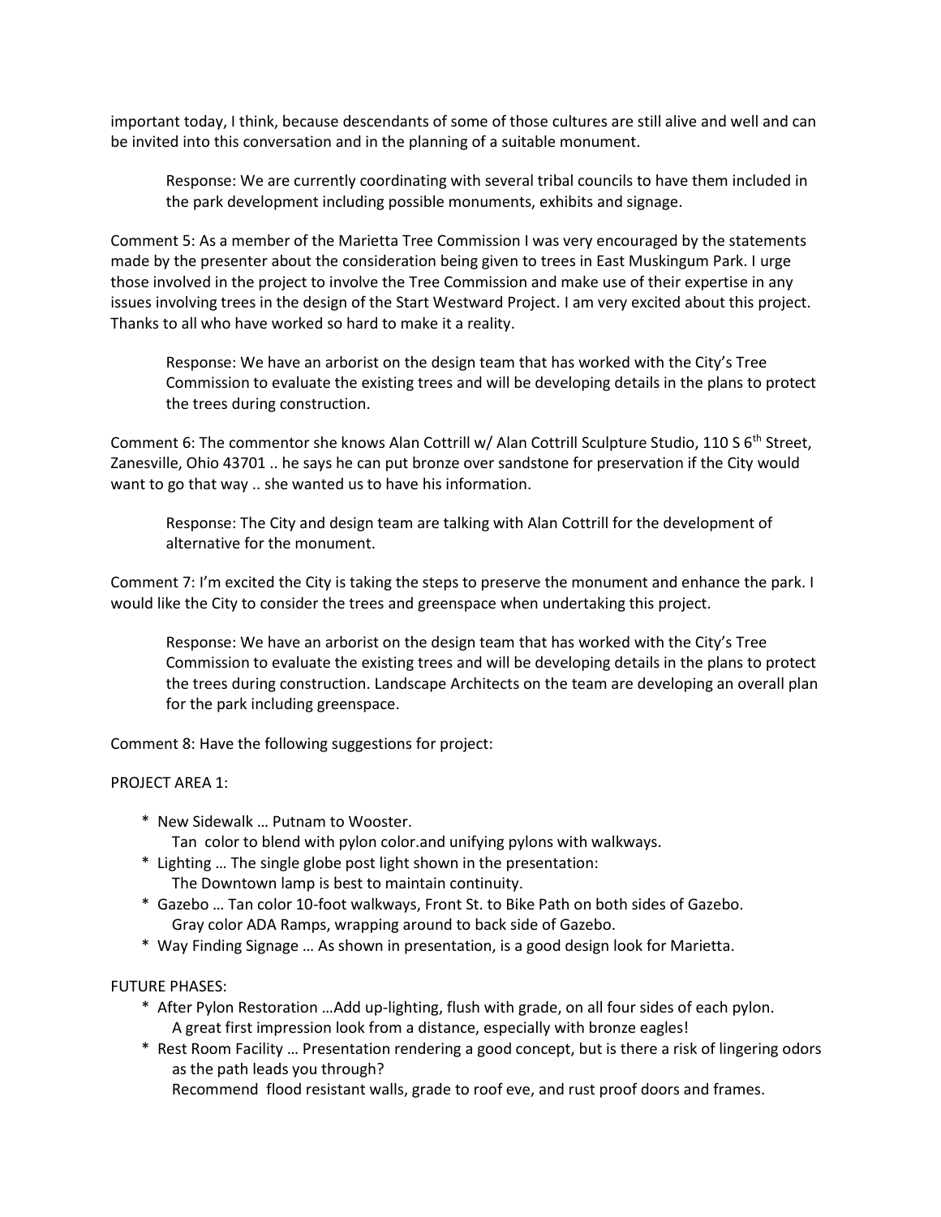important today, I think, because descendants of some of those cultures are still alive and well and can be invited into this conversation and in the planning of a suitable monument.

> Response: We are currently coordinating with several tribal councils to have them included in the park development including possible monuments, exhibits and signage.

Comment 5: As a member of the Marietta Tree Commission I was very encouraged by the statements made by the presenter about the consideration being given to trees in East Muskingum Park. I urge those involved in the project to involve the Tree Commission and make use of their expertise in any issues involving trees in the design of the Start Westward Project. I am very excited about this project. Thanks to all who have worked so hard to make it a reality.

> Response: We have an arborist on the design team that has worked with the City's Tree Commission to evaluate the existing trees and will be developing details in the plans to protect the trees during construction.

Comment 6: The commentor she knows Alan Cottrill w/ Alan Cottrill Sculpture Studio, 110 S 6th Street, Zanesville, Ohio 43701 .. he says he can put bronze over sandstone for preservation if the City would want to go that way .. she wanted us to have his information.

> Response: The City and design team are talking with Alan Cottrill for the development of alternative for the monument.

Comment 7: I'm excited the City is taking the steps to preserve the monument and enhance the park. I would like the City to consider the trees and greenspace when undertaking this project.

> Response: We have an arborist on the design team that has worked with the City's Tree Commission to evaluate the existing trees and will be developing details in the plans to protect the trees during construction. Landscape Architects on the team are developing an overall plan for the park including greenspace.

Comment 8: Have the following suggestions for project:

PROJECT AREA 1:

- New Sidewalk … Putnam to Wooster.
  Tan color to blend with pylon color.and unifying pylons with walkways.
- Lighting … The single globe post light shown in the presentation:
  The Downtown lamp is best to maintain continuity.
- Gazebo … Tan color 10-foot walkways, Front St. to Bike Path on both sides of Gazebo.
  Gray color ADA Ramps, wrapping around to back side of Gazebo.
- Way Finding Signage … As shown in presentation, is a good design look for Marietta.

FUTURE PHASES:

- After Pylon Restoration …Add up-lighting, flush with grade, on all four sides of each pylon.
  A great first impression look from a distance, especially with bronze eagles!
- Rest Room Facility … Presentation rendering a good concept, but is there a risk of lingering odors as the path leads you through?
  Recommend flood resistant walls, grade to roof eve, and rust proof doors and frames.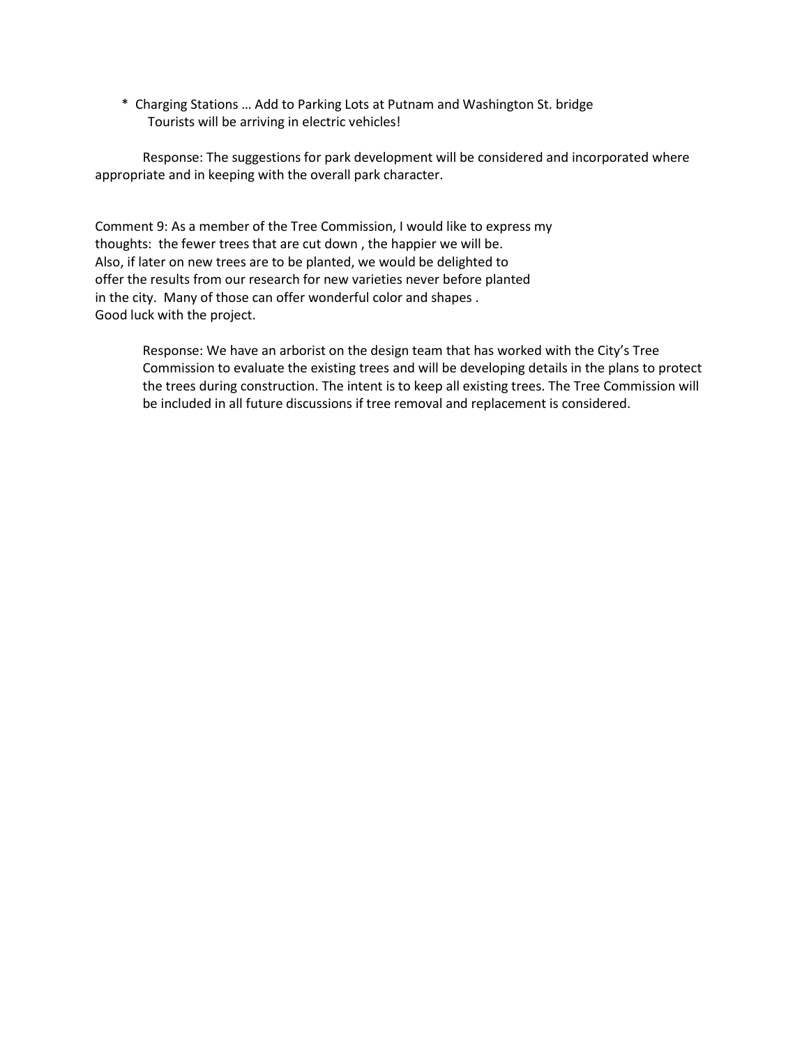* Charging Stations … Add to Parking Lots at Putnam and Washington St. bridge
  Tourists will be arriving in electric vehicles!

Response: The suggestions for park development will be considered and incorporated where appropriate and in keeping with the overall park character.

Comment 9: As a member of the Tree Commission, I would like to express my thoughts: the fewer trees that are cut down , the happier we will be. Also, if later on new trees are to be planted, we would be delighted to offer the results from our research for new varieties never before planted in the city. Many of those can offer wonderful color and shapes . Good luck with the project.

Response: We have an arborist on the design team that has worked with the City's Tree Commission to evaluate the existing trees and will be developing details in the plans to protect the trees during construction. The intent is to keep all existing trees. The Tree Commission will be included in all future discussions if tree removal and replacement is considered.